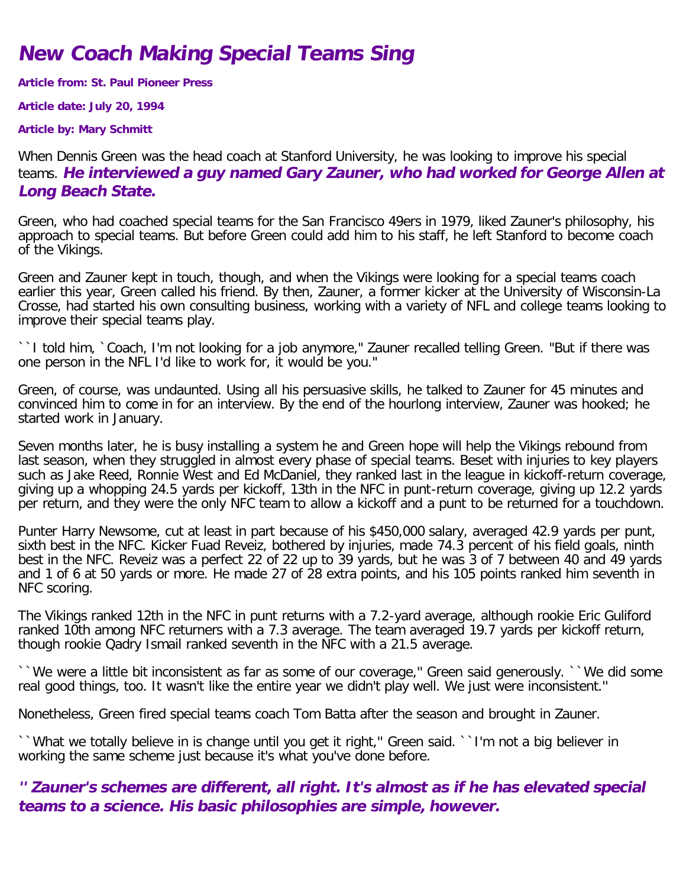# New Coach Making Special Teams Sing

**Article from: St. Paul Pioneer Press**

**Article date: July 20, 1994**

**Article by: Mary Schmitt**

When Dennis Green was the head coach at Stanford University, he was looking to improve his special teams. ***He interviewed a guy named Gary Zauner, who had worked for George Allen at Long Beach State.***

Green, who had coached special teams for the San Francisco 49ers in 1979, liked Zauner's philosophy, his approach to special teams. But before Green could add him to his staff, he left Stanford to become coach of the Vikings.

Green and Zauner kept in touch, though, and when the Vikings were looking for a special teams coach earlier this year, Green called his friend. By then, Zauner, a former kicker at the University of Wisconsin-La Crosse, had started his own consulting business, working with a variety of NFL and college teams looking to improve their special teams play.

``I told him, `Coach, I'm not looking for a job anymore,'' Zauner recalled telling Green. "But if there was one person in the NFL I'd like to work for, it would be you."

Green, of course, was undaunted. Using all his persuasive skills, he talked to Zauner for 45 minutes and convinced him to come in for an interview. By the end of the hourlong interview, Zauner was hooked; he started work in January.

Seven months later, he is busy installing a system he and Green hope will help the Vikings rebound from last season, when they struggled in almost every phase of special teams. Beset with injuries to key players such as Jake Reed, Ronnie West and Ed McDaniel, they ranked last in the league in kickoff-return coverage, giving up a whopping 24.5 yards per kickoff, 13th in the NFC in punt-return coverage, giving up 12.2 yards per return, and they were the only NFC team to allow a kickoff and a punt to be returned for a touchdown.

Punter Harry Newsome, cut at least in part because of his $450,000 salary, averaged 42.9 yards per punt, sixth best in the NFC. Kicker Fuad Reveiz, bothered by injuries, made 74.3 percent of his field goals, ninth best in the NFC. Reveiz was a perfect 22 of 22 up to 39 yards, but he was 3 of 7 between 40 and 49 yards and 1 of 6 at 50 yards or more. He made 27 of 28 extra points, and his 105 points ranked him seventh in NFC scoring.

The Vikings ranked 12th in the NFC in punt returns with a 7.2-yard average, although rookie Eric Guliford ranked 10th among NFC returners with a 7.3 average. The team averaged 19.7 yards per kickoff return, though rookie Qadry Ismail ranked seventh in the NFC with a 21.5 average.

``We were a little bit inconsistent as far as some of our coverage,'' Green said generously. ``We did some real good things, too. It wasn't like the entire year we didn't play well. We just were inconsistent.''

Nonetheless, Green fired special teams coach Tom Batta after the season and brought in Zauner.

``What we totally believe in is change until you get it right,'' Green said. ``I'm not a big believer in working the same scheme just because it's what you've done before.

***'' Zauner's schemes are different, all right. It's almost as if he has elevated special teams to a science. His basic philosophies are simple, however.***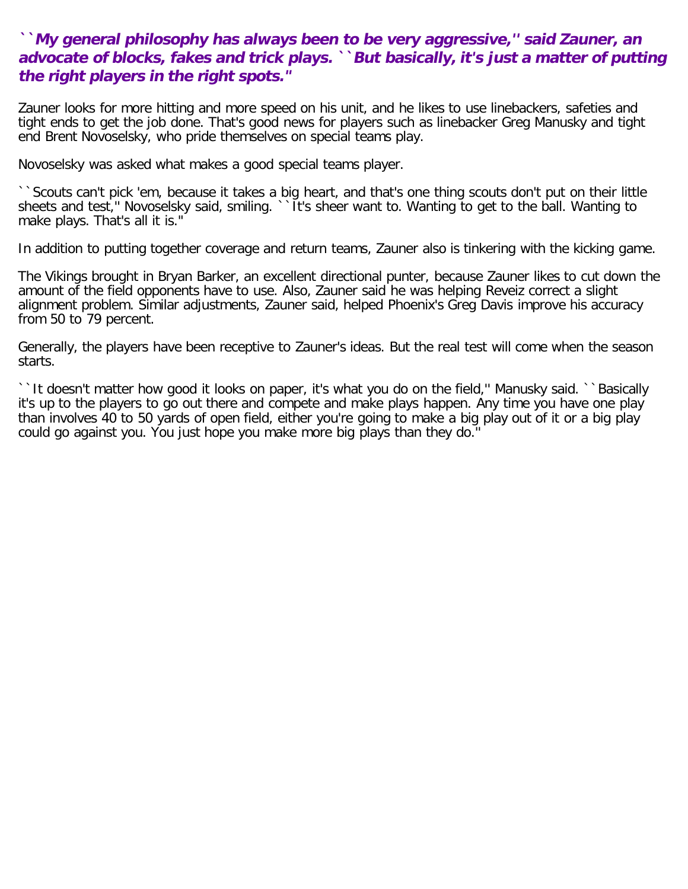***``My general philosophy has always been to be very aggressive,'' said Zauner, an advocate of blocks, fakes and trick plays. ``But basically, it's just a matter of putting the right players in the right spots."***

Zauner looks for more hitting and more speed on his unit, and he likes to use linebackers, safeties and tight ends to get the job done. That's good news for players such as linebacker Greg Manusky and tight end Brent Novoselsky, who pride themselves on special teams play.

Novoselsky was asked what makes a good special teams player.

``Scouts can't pick 'em, because it takes a big heart, and that's one thing scouts don't put on their little sheets and test,'' Novoselsky said, smiling. ``It's sheer want to. Wanting to get to the ball. Wanting to make plays. That's all it is."

In addition to putting together coverage and return teams, Zauner also is tinkering with the kicking game.

The Vikings brought in Bryan Barker, an excellent directional punter, because Zauner likes to cut down the amount of the field opponents have to use. Also, Zauner said he was helping Reveiz correct a slight alignment problem. Similar adjustments, Zauner said, helped Phoenix's Greg Davis improve his accuracy from 50 to 79 percent.

Generally, the players have been receptive to Zauner's ideas. But the real test will come when the season starts.

``It doesn't matter how good it looks on paper, it's what you do on the field,'' Manusky said. ``Basically it's up to the players to go out there and compete and make plays happen. Any time you have one play than involves 40 to 50 yards of open field, either you're going to make a big play out of it or a big play could go against you. You just hope you make more big plays than they do."